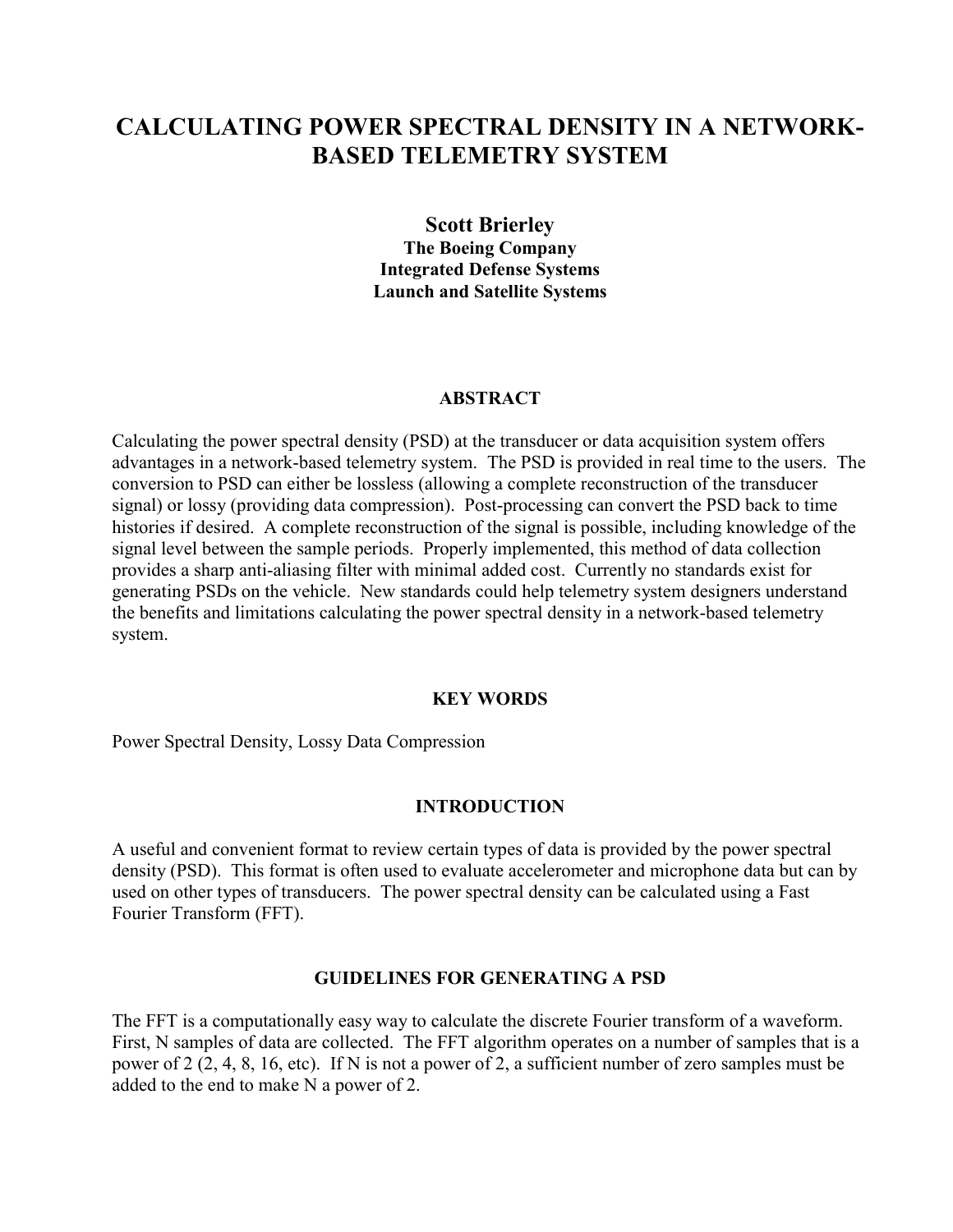# CALCULATING POWER SPECTRAL DENSITY IN A NETWORK-BASED TELEMETRY SYSTEM

**Scott Brierley**
**The Boeing Company**
**Integrated Defense Systems**
**Launch and Satellite Systems**

## ABSTRACT

Calculating the power spectral density (PSD) at the transducer or data acquisition system offers advantages in a network-based telemetry system. The PSD is provided in real time to the users. The conversion to PSD can either be lossless (allowing a complete reconstruction of the transducer signal) or lossy (providing data compression). Post-processing can convert the PSD back to time histories if desired. A complete reconstruction of the signal is possible, including knowledge of the signal level between the sample periods. Properly implemented, this method of data collection provides a sharp anti-aliasing filter with minimal added cost. Currently no standards exist for generating PSDs on the vehicle. New standards could help telemetry system designers understand the benefits and limitations calculating the power spectral density in a network-based telemetry system.

## KEY WORDS

Power Spectral Density, Lossy Data Compression

## INTRODUCTION

A useful and convenient format to review certain types of data is provided by the power spectral density (PSD). This format is often used to evaluate accelerometer and microphone data but can by used on other types of transducers. The power spectral density can be calculated using a Fast Fourier Transform (FFT).

## GUIDELINES FOR GENERATING A PSD

The FFT is a computationally easy way to calculate the discrete Fourier transform of a waveform. First, N samples of data are collected. The FFT algorithm operates on a number of samples that is a power of 2 (2, 4, 8, 16, etc). If N is not a power of 2, a sufficient number of zero samples must be added to the end to make N a power of 2.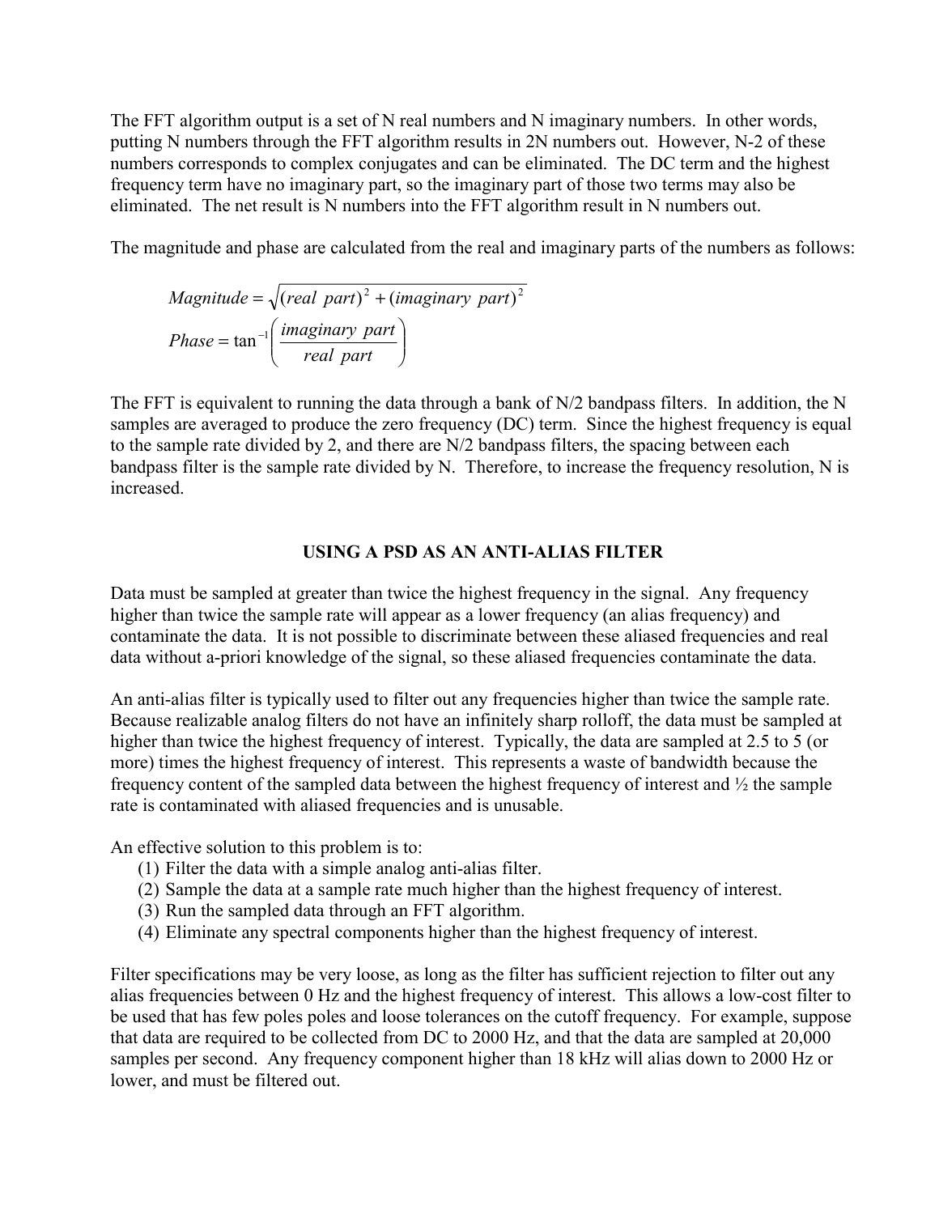The FFT algorithm output is a set of N real numbers and N imaginary numbers. In other words, putting N numbers through the FFT algorithm results in 2N numbers out. However, N-2 of these numbers corresponds to complex conjugates and can be eliminated. The DC term and the highest frequency term have no imaginary part, so the imaginary part of those two terms may also be eliminated. The net result is N numbers into the FFT algorithm result in N numbers out.

The magnitude and phase are calculated from the real and imaginary parts of the numbers as follows:

$$Magnitude = \sqrt{(real\ \ part)^2 + (imaginary\ \ part)^2}$$

$$Phase = \tan^{-1}\left(\frac{imaginary\ \ part}{real\ \ part}\right)$$

The FFT is equivalent to running the data through a bank of N/2 bandpass filters. In addition, the N samples are averaged to produce the zero frequency (DC) term. Since the highest frequency is equal to the sample rate divided by 2, and there are N/2 bandpass filters, the spacing between each bandpass filter is the sample rate divided by N. Therefore, to increase the frequency resolution, N is increased.

## USING A PSD AS AN ANTI-ALIAS FILTER

Data must be sampled at greater than twice the highest frequency in the signal. Any frequency higher than twice the sample rate will appear as a lower frequency (an alias frequency) and contaminate the data. It is not possible to discriminate between these aliased frequencies and real data without a-priori knowledge of the signal, so these aliased frequencies contaminate the data.

An anti-alias filter is typically used to filter out any frequencies higher than twice the sample rate. Because realizable analog filters do not have an infinitely sharp rolloff, the data must be sampled at higher than twice the highest frequency of interest. Typically, the data are sampled at 2.5 to 5 (or more) times the highest frequency of interest. This represents a waste of bandwidth because the frequency content of the sampled data between the highest frequency of interest and ½ the sample rate is contaminated with aliased frequencies and is unusable.

An effective solution to this problem is to:

1. Filter the data with a simple analog anti-alias filter.
2. Sample the data at a sample rate much higher than the highest frequency of interest.
3. Run the sampled data through an FFT algorithm.
4. Eliminate any spectral components higher than the highest frequency of interest.

Filter specifications may be very loose, as long as the filter has sufficient rejection to filter out any alias frequencies between 0 Hz and the highest frequency of interest. This allows a low-cost filter to be used that has few poles poles and loose tolerances on the cutoff frequency. For example, suppose that data are required to be collected from DC to 2000 Hz, and that the data are sampled at 20,000 samples per second. Any frequency component higher than 18 kHz will alias down to 2000 Hz or lower, and must be filtered out.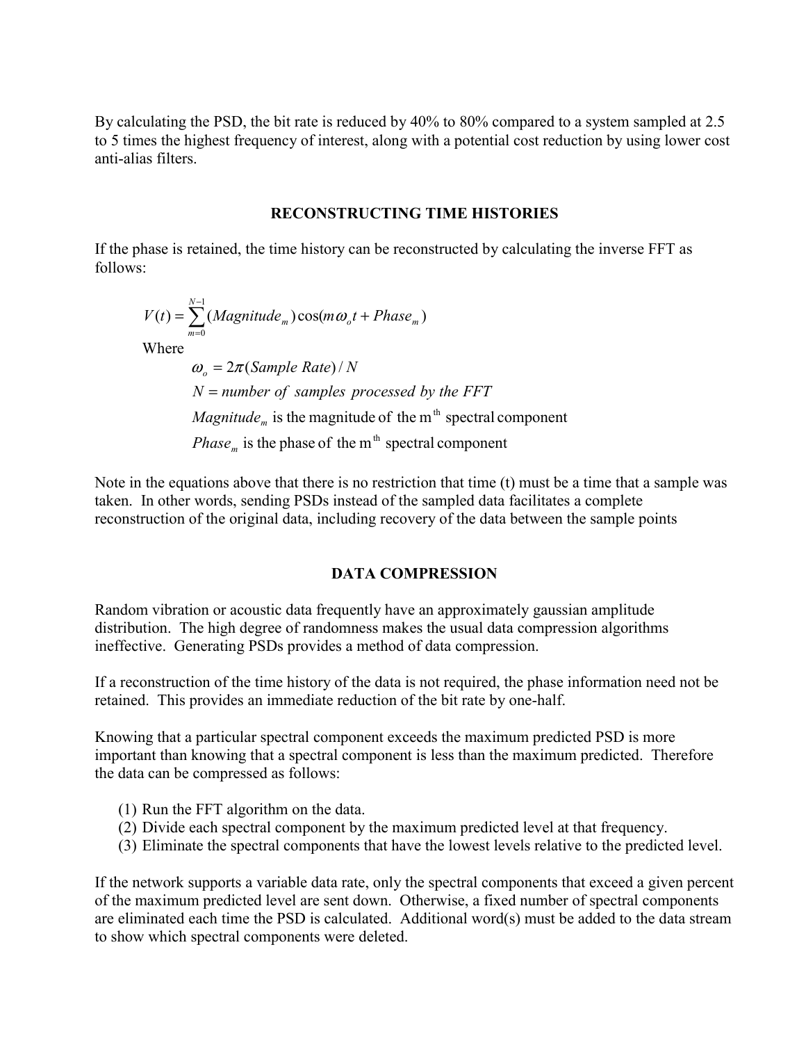By calculating the PSD, the bit rate is reduced by 40% to 80% compared to a system sampled at 2.5 to 5 times the highest frequency of interest, along with a potential cost reduction by using lower cost anti-alias filters.

## RECONSTRUCTING TIME HISTORIES

If the phase is retained, the time history can be reconstructed by calculating the inverse FFT as follows:

$$V(t) = \sum_{m=0}^{N-1} (Magnitude_m)\cos(m\omega_o t + Phase_m)$$

Where

$\omega_o = 2\pi(Sample\ Rate)/N$

$N = number\ of\ samples\ processed\ by\ the\ FFT$

$Magnitude_m$ is the magnitude of the m$^{\text{th}}$ spectral component

$Phase_m$ is the phase of the m$^{\text{th}}$ spectral component

Note in the equations above that there is no restriction that time (t) must be a time that a sample was taken. In other words, sending PSDs instead of the sampled data facilitates a complete reconstruction of the original data, including recovery of the data between the sample points

## DATA COMPRESSION

Random vibration or acoustic data frequently have an approximately gaussian amplitude distribution. The high degree of randomness makes the usual data compression algorithms ineffective. Generating PSDs provides a method of data compression.

If a reconstruction of the time history of the data is not required, the phase information need not be retained. This provides an immediate reduction of the bit rate by one-half.

Knowing that a particular spectral component exceeds the maximum predicted PSD is more important than knowing that a spectral component is less than the maximum predicted. Therefore the data can be compressed as follows:

(1) Run the FFT algorithm on the data.
(2) Divide each spectral component by the maximum predicted level at that frequency.
(3) Eliminate the spectral components that have the lowest levels relative to the predicted level.

If the network supports a variable data rate, only the spectral components that exceed a given percent of the maximum predicted level are sent down. Otherwise, a fixed number of spectral components are eliminated each time the PSD is calculated. Additional word(s) must be added to the data stream to show which spectral components were deleted.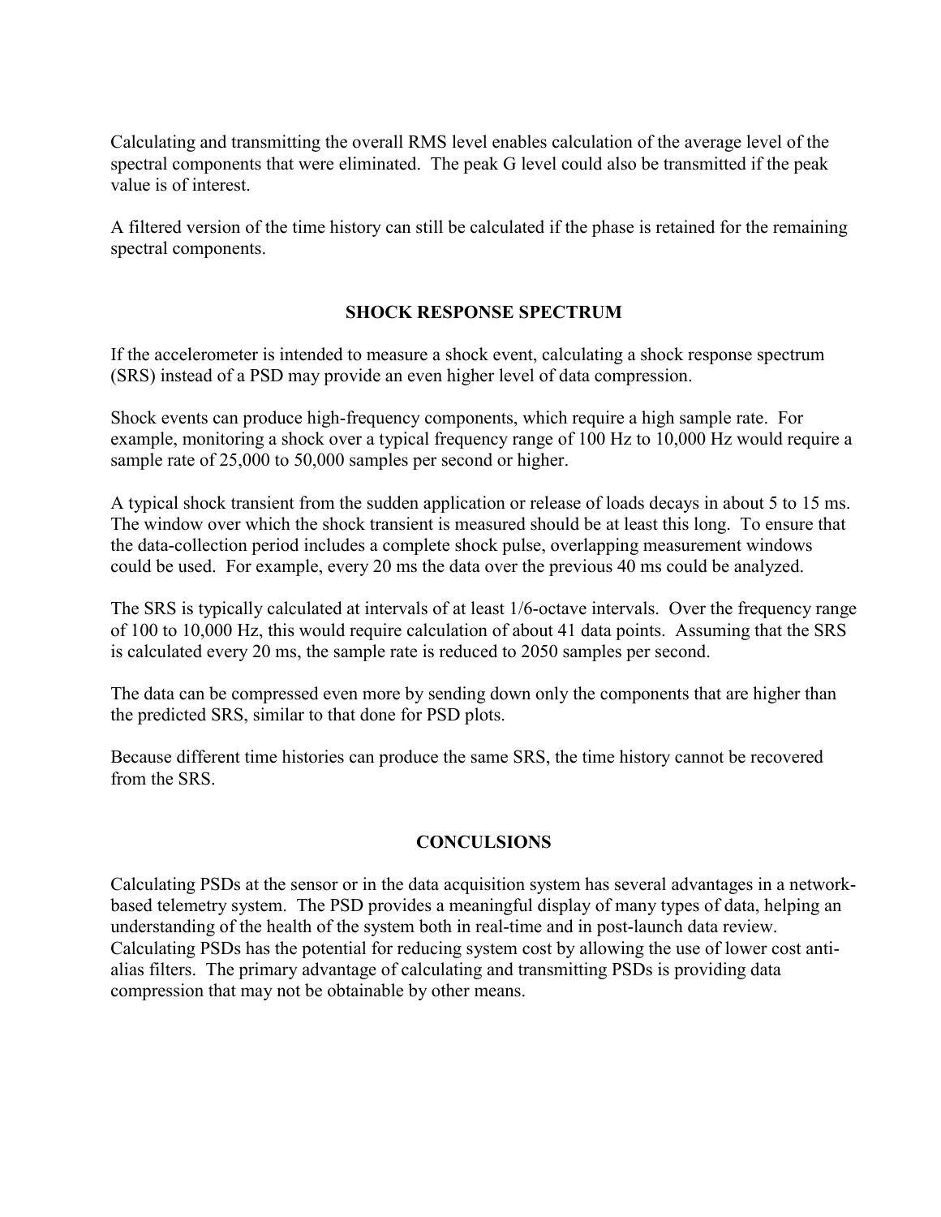Calculating and transmitting the overall RMS level enables calculation of the average level of the spectral components that were eliminated. The peak G level could also be transmitted if the peak value is of interest.

A filtered version of the time history can still be calculated if the phase is retained for the remaining spectral components.

## SHOCK RESPONSE SPECTRUM

If the accelerometer is intended to measure a shock event, calculating a shock response spectrum (SRS) instead of a PSD may provide an even higher level of data compression.

Shock events can produce high-frequency components, which require a high sample rate. For example, monitoring a shock over a typical frequency range of 100 Hz to 10,000 Hz would require a sample rate of 25,000 to 50,000 samples per second or higher.

A typical shock transient from the sudden application or release of loads decays in about 5 to 15 ms. The window over which the shock transient is measured should be at least this long. To ensure that the data-collection period includes a complete shock pulse, overlapping measurement windows could be used. For example, every 20 ms the data over the previous 40 ms could be analyzed.

The SRS is typically calculated at intervals of at least 1/6-octave intervals. Over the frequency range of 100 to 10,000 Hz, this would require calculation of about 41 data points. Assuming that the SRS is calculated every 20 ms, the sample rate is reduced to 2050 samples per second.

The data can be compressed even more by sending down only the components that are higher than the predicted SRS, similar to that done for PSD plots.

Because different time histories can produce the same SRS, the time history cannot be recovered from the SRS.

## CONCULSIONS

Calculating PSDs at the sensor or in the data acquisition system has several advantages in a network-based telemetry system. The PSD provides a meaningful display of many types of data, helping an understanding of the health of the system both in real-time and in post-launch data review. Calculating PSDs has the potential for reducing system cost by allowing the use of lower cost anti-alias filters. The primary advantage of calculating and transmitting PSDs is providing data compression that may not be obtainable by other means.